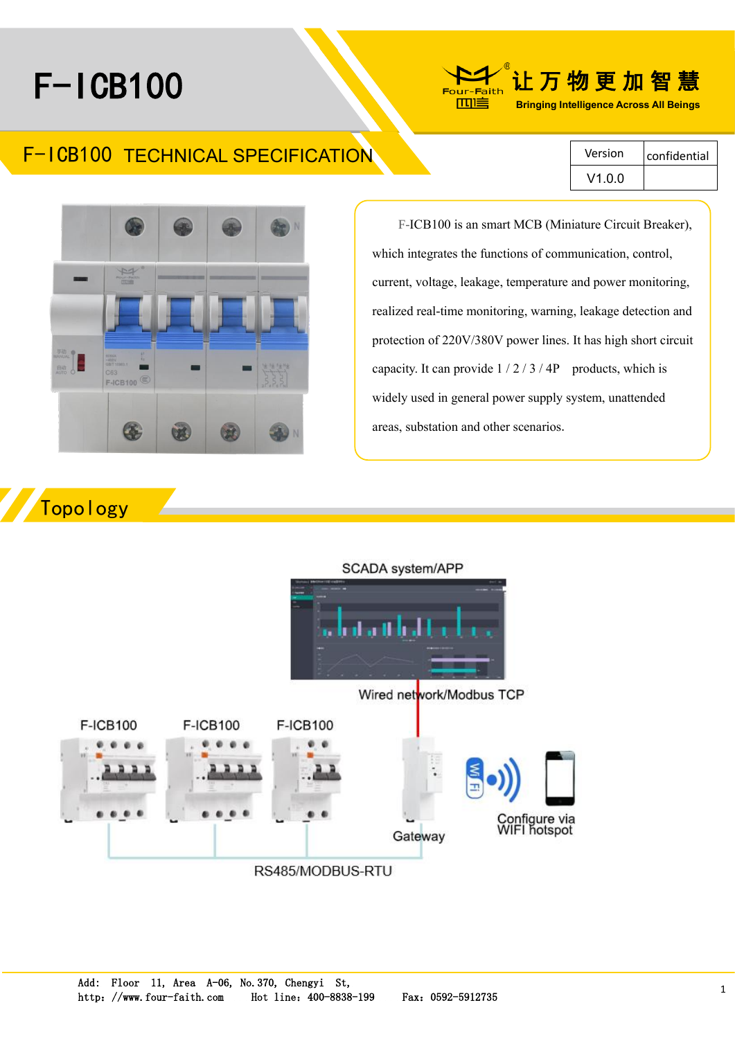# F-ICB100

Four-Faith® 让万物更加智慧 Bringing Intelligence Across All Beings

## F-ICB100 TECHNICAL SPECIFICATION

| Version | confidential |
|---|---|
| V1.0.0 | |

F-ICB100 is an smart MCB (Miniature Circuit Breaker), which integrates the functions of communication, control, current, voltage, leakage, temperature and power monitoring, realized real-time monitoring, warning, leakage detection and protection of 220V/380V power lines. It has high short circuit capacity. It can provide 1 / 2 / 3 / 4P products, which is widely used in general power supply system, unattended areas, substation and other scenarios.

## Topology

SCADA system/APP

Wired network/Modbus TCP

F-ICB100 F-ICB100 F-ICB100

Gateway

Configure via WIFI hotspot

RS485/MODBUS-RTU

Add: Floor 11, Area A-06, No.370, Chengyi St,
http://www.four-faith.com Hot line: 400-8838-199 Fax: 0592-5912735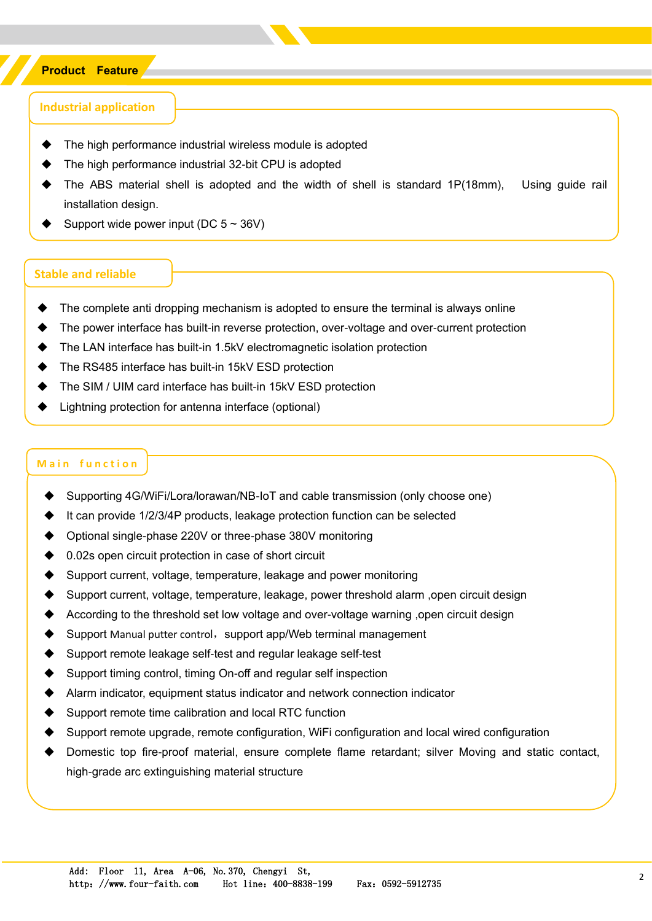## Product Feature

### Industrial application

- The high performance industrial wireless module is adopted
- The high performance industrial 32-bit CPU is adopted
- The ABS material shell is adopted and the width of shell is standard 1P(18mm), Using guide rail installation design.
- Support wide power input (DC 5 ~ 36V)

### Stable and reliable

- The complete anti dropping mechanism is adopted to ensure the terminal is always online
- The power interface has built-in reverse protection, over-voltage and over-current protection
- The LAN interface has built-in 1.5kV electromagnetic isolation protection
- The RS485 interface has built-in 15kV ESD protection
- The SIM / UIM card interface has built-in 15kV ESD protection
- Lightning protection for antenna interface (optional)

### Main function

- Supporting 4G/WiFi/Lora/lorawan/NB-IoT and cable transmission (only choose one)
- It can provide 1/2/3/4P products, leakage protection function can be selected
- Optional single-phase 220V or three-phase 380V monitoring
- 0.02s open circuit protection in case of short circuit
- Support current, voltage, temperature, leakage and power monitoring
- Support current, voltage, temperature, leakage, power threshold alarm ,open circuit design
- According to the threshold set low voltage and over-voltage warning ,open circuit design
- Support Manual putter control，support app/Web terminal management
- Support remote leakage self-test and regular leakage self-test
- Support timing control, timing On-off and regular self inspection
- Alarm indicator, equipment status indicator and network connection indicator
- Support remote time calibration and local RTC function
- Support remote upgrade, remote configuration, WiFi configuration and local wired configuration
- Domestic top fire-proof material, ensure complete flame retardant; silver Moving and static contact, high-grade arc extinguishing material structure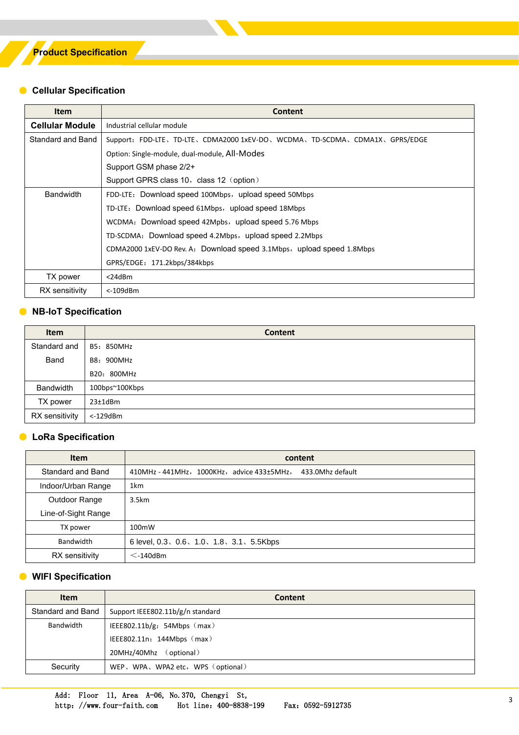# Product Specification

## Cellular Specification

| Item | Content |
|---|---|
| **Cellular Module** | Industrial cellular module |
| Standard and Band | Support：FDD-LTE、TD-LTE、CDMA2000 1xEV-DO、WCDMA、TD-SCDMA、CDMA1X、GPRS/EDGE<br>Option: Single-module, dual-module, All-Modes<br>Support GSM phase 2/2+<br>Support GPRS class 10，class 12（option） |
| Bandwidth | FDD-LTE：Download speed 100Mbps，upload speed 50Mbps<br>TD-LTE：Download speed 61Mbps，upload speed 18Mbps<br>WCDMA：Download speed 42Mpbs，upload speed 5.76 Mbps<br>TD-SCDMA：Download speed 4.2Mbps，upload speed 2.2Mbps<br>CDMA2000 1xEV-DO Rev. A：Download speed 3.1Mbps，upload speed 1.8Mbps<br>GPRS/EDGE：171.2kbps/384kbps |
| TX power | <24dBm |
| RX sensitivity | <-109dBm |

## NB-IoT Specification

| Item | Content |
|---|---|
| Standard and Band | B5：850MHz<br>B8：900MHz<br>B20：800MHz |
| Bandwidth | 100bps~100Kbps |
| TX power | 23±1dBm |
| RX sensitivity | <-129dBm |

## LoRa Specification

| Item | content |
|---|---|
| Standard and Band | 410MHz - 441MHz，1000KHz，advice 433±5MHz， 433.0Mhz default |
| Indoor/Urban Range | 1km |
| Outdoor Range<br>Line-of-Sight Range | 3.5km |
| TX power | 100mW |
| Bandwidth | 6 level, 0.3、0.6、1.0、1.8、3.1、5.5Kbps |
| RX sensitivity | ＜-140dBm |

## WIFI Specification

| Item | Content |
|---|---|
| Standard and Band | Support IEEE802.11b/g/n standard |
| Bandwidth | IEEE802.11b/g：54Mbps（max）<br>IEEE802.11n：144Mbps（max）<br>20MHz/40Mhz （optional） |
| Security | WEP、WPA、WPA2 etc，WPS（optional） |

Add: Floor 11, Area A-06, No.370, Chengyi St,
http：//www.four-faith.com Hot line：400-8838-199 Fax：0592-5912735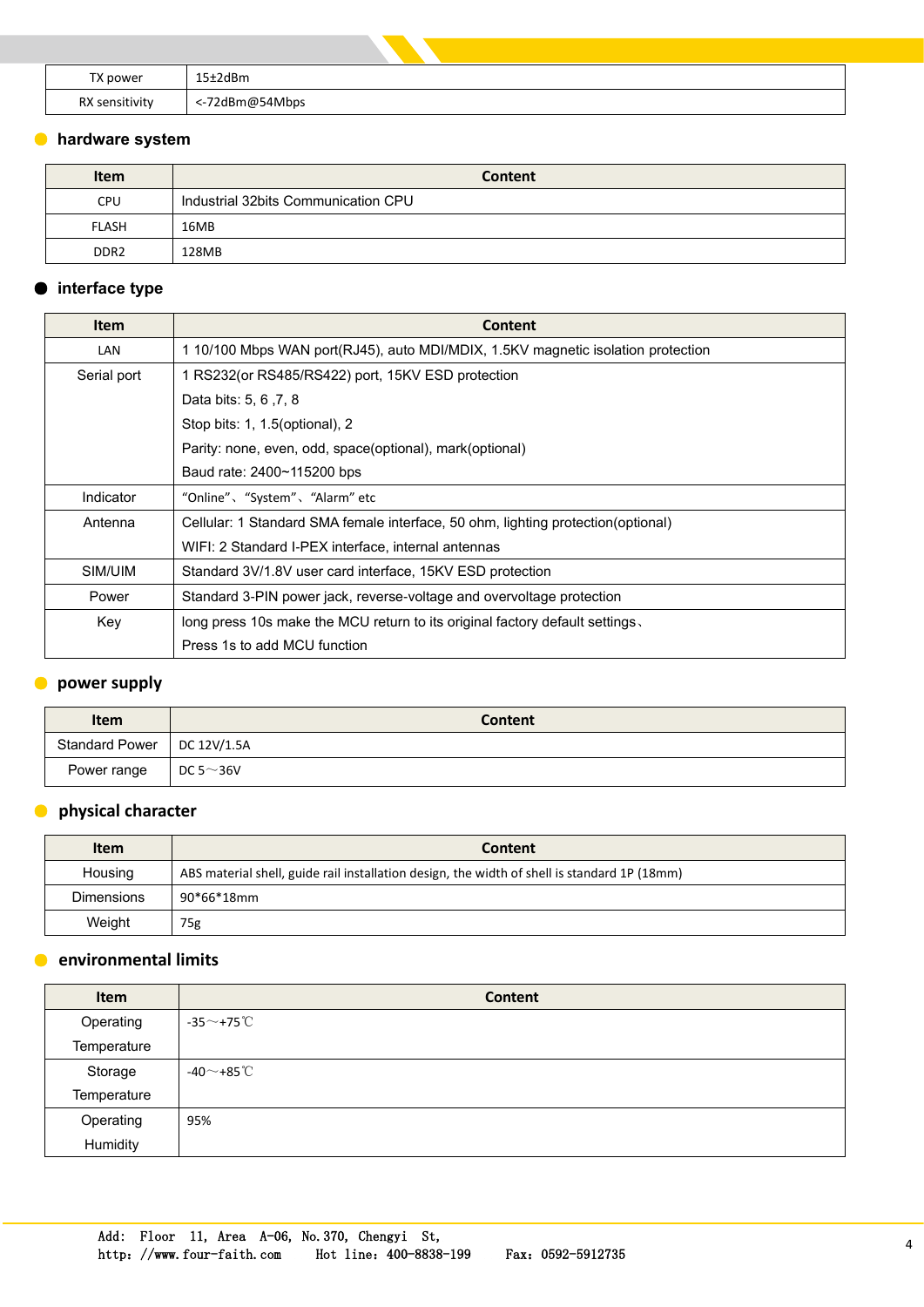| TX power | 15±2dBm |
|---|---|
| RX sensitivity | <-72dBm@54Mbps |

## hardware system

| Item | Content |
|---|---|
| CPU | Industrial 32bits Communication CPU |
| FLASH | 16MB |
| DDR2 | 128MB |

## interface type

| Item | Content |
|---|---|
| LAN | 1 10/100 Mbps WAN port(RJ45), auto MDI/MDIX, 1.5KV magnetic isolation protection |
| Serial port | 1 RS232(or RS485/RS422) port, 15KV ESD protection<br>Data bits: 5, 6 ,7, 8<br>Stop bits: 1, 1.5(optional), 2<br>Parity: none, even, odd, space(optional), mark(optional)<br>Baud rate: 2400~115200 bps |
| Indicator | "Online"、"System"、"Alarm" etc |
| Antenna | Cellular: 1 Standard SMA female interface, 50 ohm, lighting protection(optional)<br>WIFI: 2 Standard I-PEX interface, internal antennas |
| SIM/UIM | Standard 3V/1.8V user card interface, 15KV ESD protection |
| Power | Standard 3-PIN power jack, reverse-voltage and overvoltage protection |
| Key | long press 10s make the MCU return to its original factory default settings、<br>Press 1s to add MCU function |

## power supply

| Item | Content |
|---|---|
| Standard Power | DC 12V/1.5A |
| Power range | DC 5～36V |

## physical character

| Item | Content |
|---|---|
| Housing | ABS material shell, guide rail installation design, the width of shell is standard 1P (18mm) |
| Dimensions | 90*66*18mm |
| Weight | 75g |

## environmental limits

| Item | Content |
|---|---|
| Operating Temperature | -35～+75℃ |
| Storage Temperature | -40～+85℃ |
| Operating Humidity | 95% |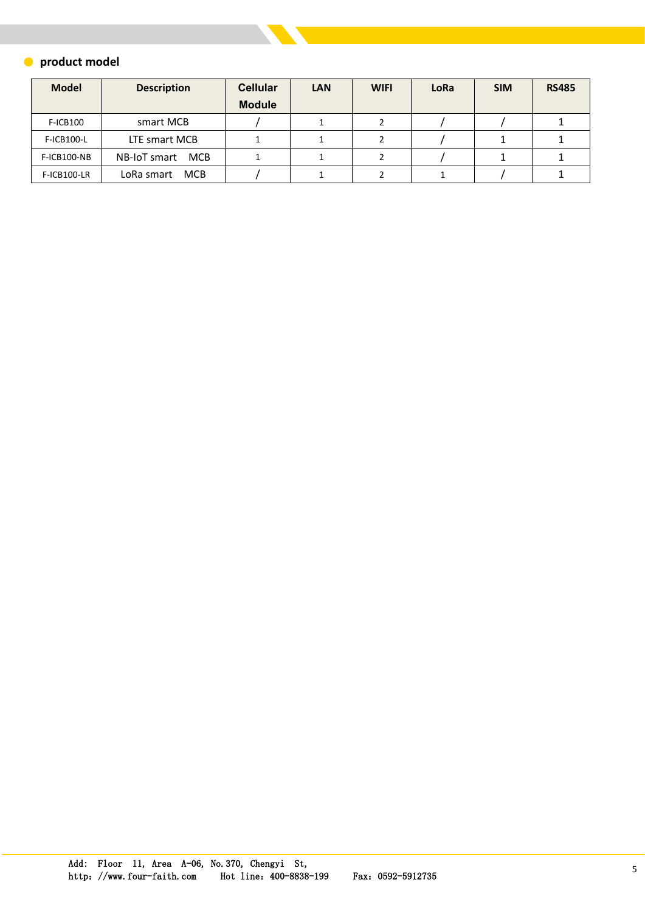## product model

| Model | Description | Cellular Module | LAN | WIFI | LoRa | SIM | RS485 |
|---|---|---|---|---|---|---|---|
| F-ICB100 | smart MCB | / | 1 | 2 | / | / | 1 |
| F-ICB100-L | LTE smart MCB | 1 | 1 | 2 | / | 1 | 1 |
| F-ICB100-NB | NB-IoT smart MCB | 1 | 1 | 2 | / | 1 | 1 |
| F-ICB100-LR | LoRa smart MCB | / | 1 | 2 | 1 | / | 1 |